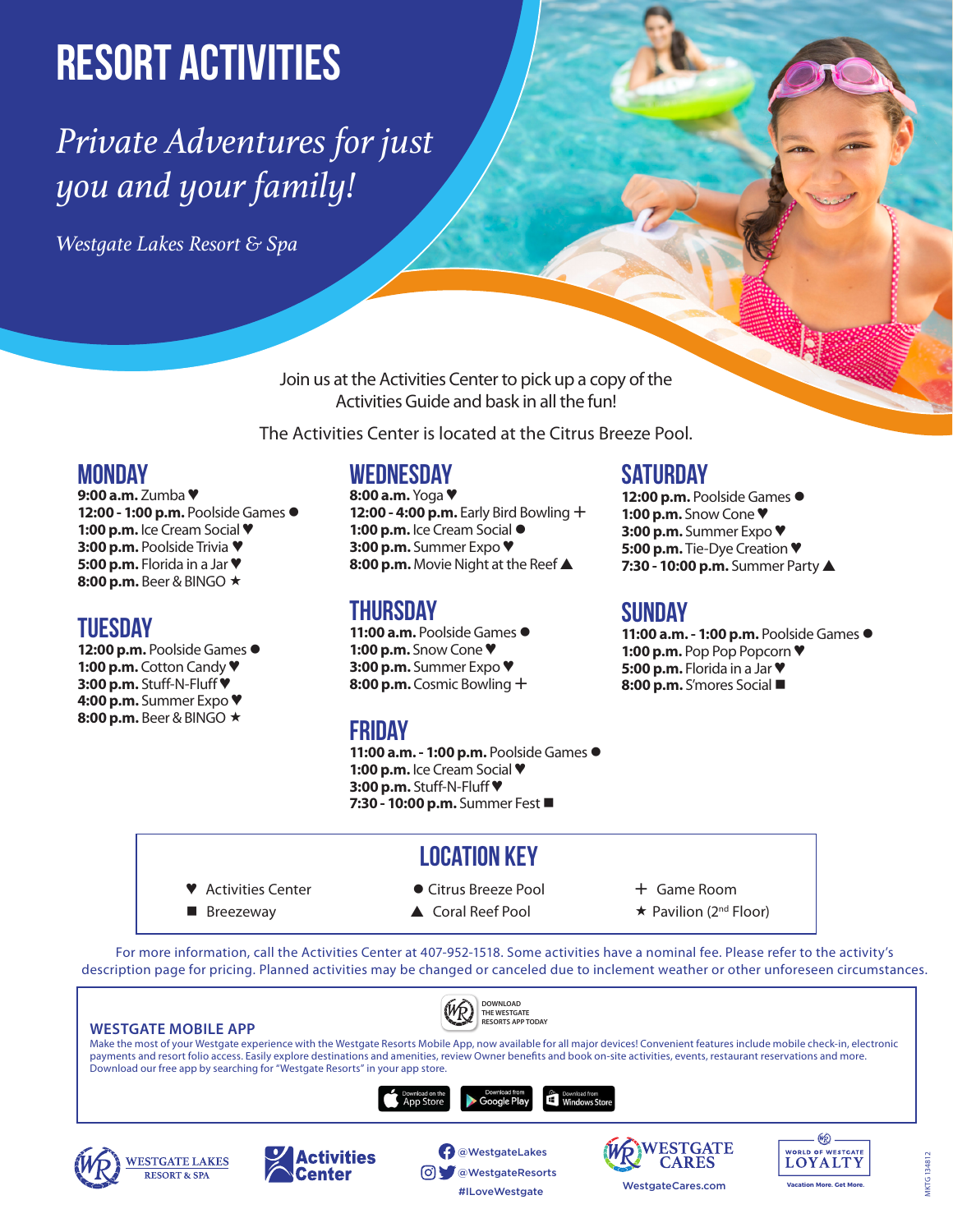# RESORT ACTIVITIES

*Private Adventures for just you and your family!*

*Westgate Lakes Resort & Spa*

Join us at the Activities Center to pick up a copy of the Activities Guide and bask in all the fun!

The Activities Center is located at the Citrus Breeze Pool.

## MONDAY

**9:00 a.m.** Zumba ♥
**12:00 - 1:00 p.m.** Poolside Games ●
**1:00 p.m.** Ice Cream Social ♥
**3:00 p.m.** Poolside Trivia ♥
**5:00 p.m.** Florida in a Jar ♥
**8:00 p.m.** Beer & BINGO ★

## TUESDAY

**12:00 p.m.** Poolside Games ●
**1:00 p.m.** Cotton Candy ♥
**3:00 p.m.** Stuff-N-Fluff ♥
**4:00 p.m.** Summer Expo ♥
**8:00 p.m.** Beer & BINGO ★

## WEDNESDAY

**8:00 a.m.** Yoga ♥
**12:00 - 4:00 p.m.** Early Bird Bowling +
**1:00 p.m.** Ice Cream Social ●
**3:00 p.m.** Summer Expo ♥
**8:00 p.m.** Movie Night at the Reef ▲

## THURSDAY

**11:00 a.m.** Poolside Games ●
**1:00 p.m.** Snow Cone ♥
**3:00 p.m.** Summer Expo ♥
**8:00 p.m.** Cosmic Bowling +

## FRIDAY

**11:00 a.m. - 1:00 p.m.** Poolside Games ●
**1:00 p.m.** Ice Cream Social ♥
**3:00 p.m.** Stuff-N-Fluff ♥
**7:30 - 10:00 p.m.** Summer Fest ■

## SATURDAY

**12:00 p.m.** Poolside Games ●
**1:00 p.m.** Snow Cone ♥
**3:00 p.m.** Summer Expo ♥
**5:00 p.m.** Tie-Dye Creation ♥
**7:30 - 10:00 p.m.** Summer Party ▲

## SUNDAY

**11:00 a.m. - 1:00 p.m.** Poolside Games ●
**1:00 p.m.** Pop Pop Popcorn ♥
**5:00 p.m.** Florida in a Jar ♥
**8:00 p.m.** S'mores Social ■

## LOCATION KEY

| | | |
|---|---|---|
| ♥ Activities Center | ● Citrus Breeze Pool | + Game Room |
| ■ Breezeway | ▲ Coral Reef Pool | ★ Pavilion (2nd Floor) |

For more information, call the Activities Center at 407-952-1518. Some activities have a nominal fee. Please refer to the activity's description page for pricing. Planned activities may be changed or canceled due to inclement weather or other unforeseen circumstances.

DOWNLOAD THE WESTGATE RESORTS APP TODAY

### WESTGATE MOBILE APP

Make the most of your Westgate experience with the Westgate Resorts Mobile App, now available for all major devices! Convenient features include mobile check-in, electronic payments and resort folio access. Easily explore destinations and amenities, review Owner benefits and book on-site activities, events, restaurant reservations and more. Download our free app by searching for "Westgate Resorts" in your app store.

Download on the App Store | Download from Google Play | Download from Windows Store

WESTGATE LAKES RESORT & SPA | Activities Center | @WestgateLakes | @WestgateResorts | #ILoveWestgate | WESTGATE CARES WestgateCares.com | WORLD OF WESTGATE LOYALTY Vacation More. Get More.

MKTG 134812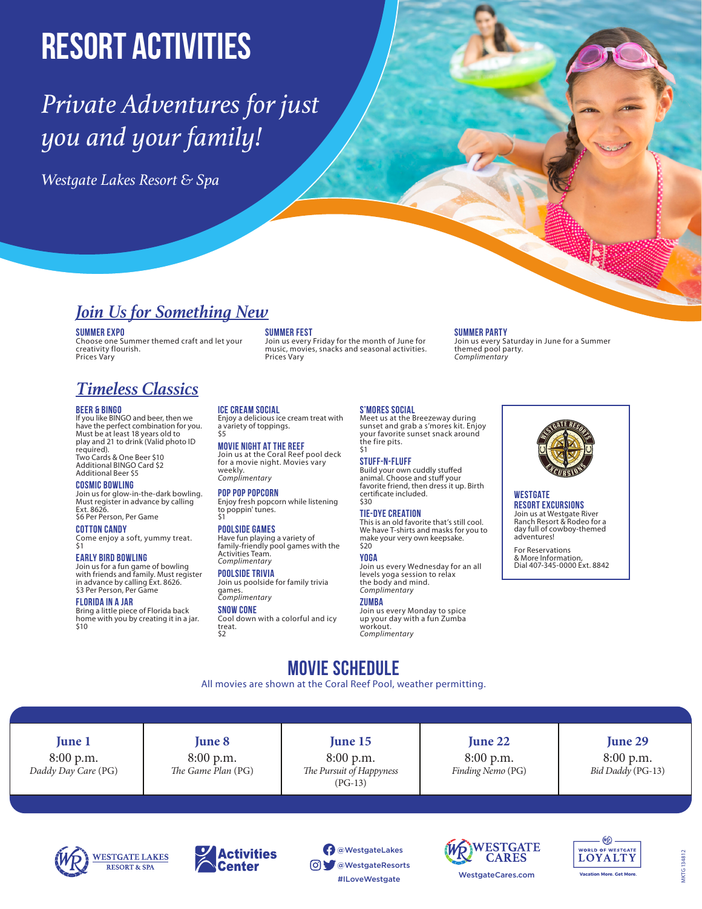# RESORT ACTIVITIES

*Private Adventures for just you and your family!*

*Westgate Lakes Resort & Spa*

## *Join Us for Something New*

### SUMMER EXPO
Choose one Summer themed craft and let your creativity flourish.
Prices Vary

### SUMMER FEST
Join us every Friday for the month of June for music, movies, snacks and seasonal activities.
Prices Vary

### SUMMER PARTY
Join us every Saturday in June for a Summer themed pool party.
*Complimentary*

## *Timeless Classics*

### BEER & BINGO
If you like BINGO and beer, then we have the perfect combination for you. Must be at least 18 years old to play and 21 to drink (Valid photo ID required).
Two Cards & One Beer $10
Additional BINGO Card $2
Additional Beer $5

### COSMIC BOWLING
Join us for glow-in-the-dark bowling. Must register in advance by calling Ext. 8626.
$6 Per Person, Per Game

### COTTON CANDY
Come enjoy a soft, yummy treat.
$1

### EARLY BIRD BOWLING
Join us for a fun game of bowling with friends and family. Must register in advance by calling Ext. 8626.
$3 Per Person, Per Game

### FLORIDA IN A JAR
Bring a little piece of Florida back home with you by creating it in a jar.
$10

### ICE CREAM SOCIAL
Enjoy a delicious ice cream treat with a variety of toppings.
$5

### MOVIE NIGHT AT THE REEF
Join us at the Coral Reef pool deck for a movie night. Movies vary weekly.
*Complimentary*

### POP POP POPCORN
Enjoy fresh popcorn while listening to poppin' tunes.
$1

### POOLSIDE GAMES
Have fun playing a variety of family-friendly pool games with the Activities Team.
*Complimentary*

### POOLSIDE TRIVIA
Join us poolside for family trivia games.
*Complimentary*

### SNOW CONE
Cool down with a colorful and icy treat.
$2

### S'MORES SOCIAL
Meet us at the Breezeway during sunset and grab a s'mores kit. Enjoy your favorite sunset snack around the fire pits.
$1

### STUFF-N-FLUFF
Build your own cuddly stuffed animal. Choose and stuff your favorite friend, then dress it up. Birth certificate included.
$30

### TIE-DYE CREATION
This is an old favorite that's still cool. We have T-shirts and masks for you to make your very own keepsake.
$20

### YOGA
Join us every Wednesday for an all levels yoga session to relax the body and mind.
*Complimentary*

### ZUMBA
Join us every Monday to spice up your day with a fun Zumba workout.
*Complimentary*

### WESTGATE RESORT EXCURSIONS
Join us at Westgate River Ranch Resort & Rodeo for a day full of cowboy-themed adventures!

For Reservations & More Information, Dial 407-345-0000 Ext. 8842

## MOVIE SCHEDULE

All movies are shown at the Coral Reef Pool, weather permitting.

| June 1 | June 8 | June 15 | June 22 | June 29 |
|---|---|---|---|---|
| 8:00 p.m. | 8:00 p.m. | 8:00 p.m. | 8:00 p.m. | 8:00 p.m. |
| *Daddy Day Care* (PG) | *The Game Plan* (PG) | *The Pursuit of Happyness* (PG-13) | *Finding Nemo* (PG) | *Bid Daddy* (PG-13) |

WESTGATE LAKES RESORT & SPA

Activities Center

@WestgateLakes
@WestgateResorts
#ILoveWestgate

WESTGATE CARES
WestgateCares.com

WORLD OF WESTGATE LOYALTY
Vacation More. Get More.

MKTG 134812